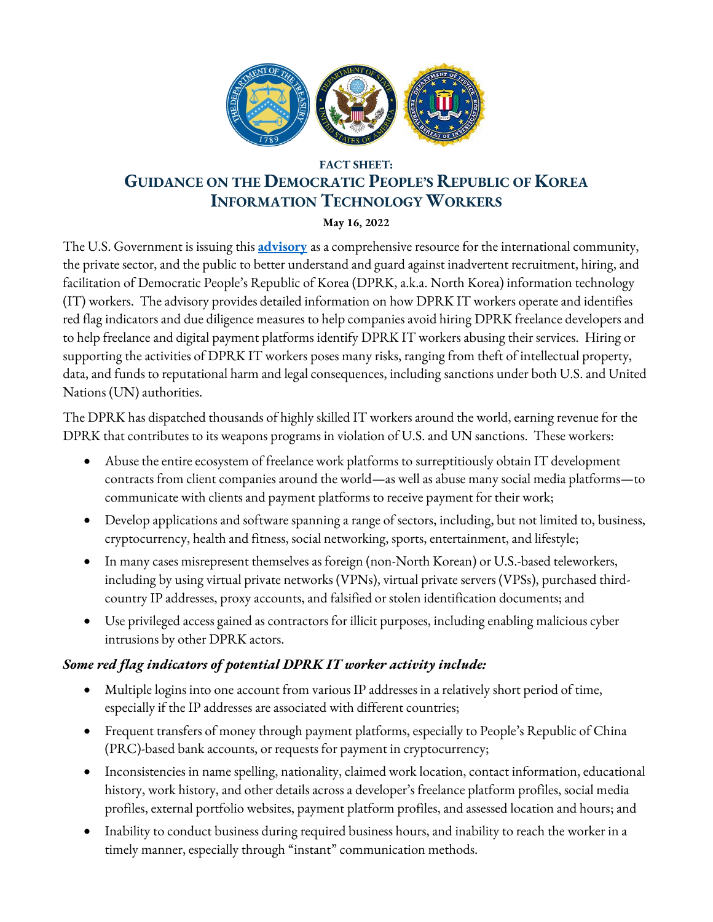**FACT SHEET:**

# GUIDANCE ON THE DEMOCRATIC PEOPLE'S REPUBLIC OF KOREA INFORMATION TECHNOLOGY WORKERS

**May 16, 2022**

The U.S. Government is issuing this **advisory** as a comprehensive resource for the international community, the private sector, and the public to better understand and guard against inadvertent recruitment, hiring, and facilitation of Democratic People's Republic of Korea (DPRK, a.k.a. North Korea) information technology (IT) workers. The advisory provides detailed information on how DPRK IT workers operate and identifies red flag indicators and due diligence measures to help companies avoid hiring DPRK freelance developers and to help freelance and digital payment platforms identify DPRK IT workers abusing their services. Hiring or supporting the activities of DPRK IT workers poses many risks, ranging from theft of intellectual property, data, and funds to reputational harm and legal consequences, including sanctions under both U.S. and United Nations (UN) authorities.

The DPRK has dispatched thousands of highly skilled IT workers around the world, earning revenue for the DPRK that contributes to its weapons programs in violation of U.S. and UN sanctions. These workers:

- Abuse the entire ecosystem of freelance work platforms to surreptitiously obtain IT development contracts from client companies around the world—as well as abuse many social media platforms—to communicate with clients and payment platforms to receive payment for their work;
- Develop applications and software spanning a range of sectors, including, but not limited to, business, cryptocurrency, health and fitness, social networking, sports, entertainment, and lifestyle;
- In many cases misrepresent themselves as foreign (non-North Korean) or U.S.-based teleworkers, including by using virtual private networks (VPNs), virtual private servers (VPSs), purchased third-country IP addresses, proxy accounts, and falsified or stolen identification documents; and
- Use privileged access gained as contractors for illicit purposes, including enabling malicious cyber intrusions by other DPRK actors.

### *Some red flag indicators of potential DPRK IT worker activity include:*

- Multiple logins into one account from various IP addresses in a relatively short period of time, especially if the IP addresses are associated with different countries;
- Frequent transfers of money through payment platforms, especially to People's Republic of China (PRC)-based bank accounts, or requests for payment in cryptocurrency;
- Inconsistencies in name spelling, nationality, claimed work location, contact information, educational history, work history, and other details across a developer's freelance platform profiles, social media profiles, external portfolio websites, payment platform profiles, and assessed location and hours; and
- Inability to conduct business during required business hours, and inability to reach the worker in a timely manner, especially through "instant" communication methods.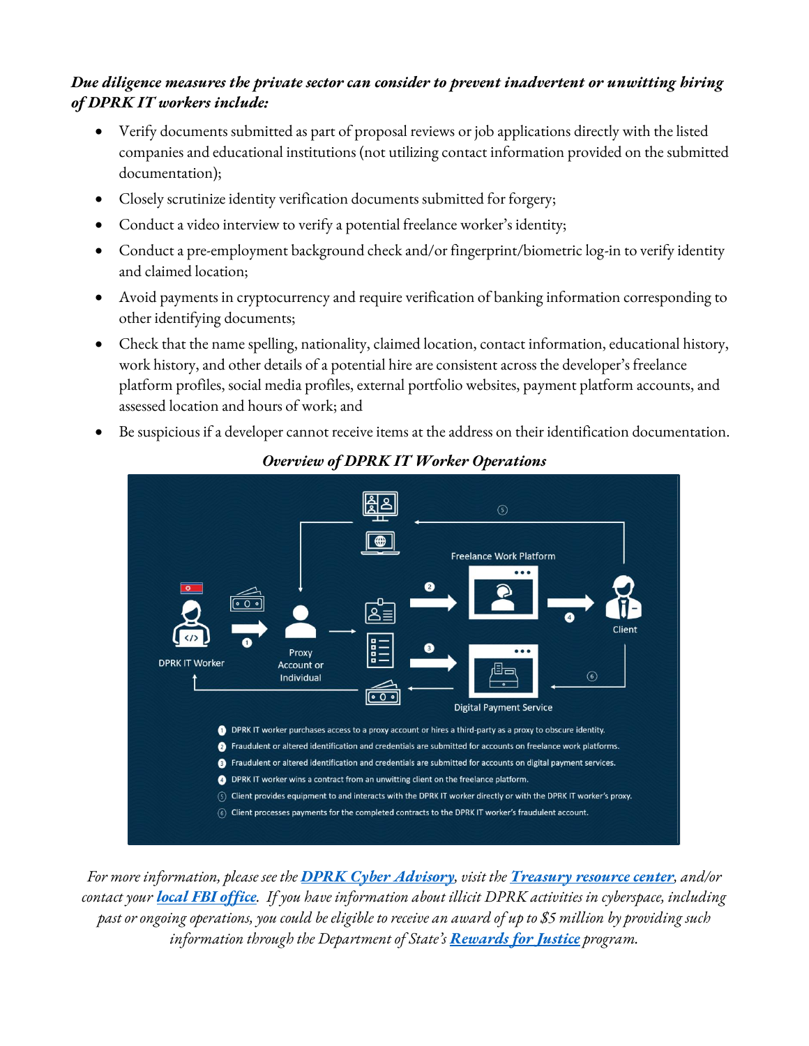***Due diligence measures the private sector can consider to prevent inadvertent or unwitting hiring of DPRK IT workers include:***

- Verify documents submitted as part of proposal reviews or job applications directly with the listed companies and educational institutions (not utilizing contact information provided on the submitted documentation);
- Closely scrutinize identity verification documents submitted for forgery;
- Conduct a video interview to verify a potential freelance worker's identity;
- Conduct a pre-employment background check and/or fingerprint/biometric log-in to verify identity and claimed location;
- Avoid payments in cryptocurrency and require verification of banking information corresponding to other identifying documents;
- Check that the name spelling, nationality, claimed location, contact information, educational history, work history, and other details of a potential hire are consistent across the developer's freelance platform profiles, social media profiles, external portfolio websites, payment platform accounts, and assessed location and hours of work; and
- Be suspicious if a developer cannot receive items at the address on their identification documentation.

***Overview of DPRK IT Worker Operations***

DPRK IT Worker

Proxy Account or Individual

Freelance Work Platform

Client

Digital Payment Service

1. DPRK IT worker purchases access to a proxy account or hires a third-party as a proxy to obscure identity.
2. Fraudulent or altered identification and credentials are submitted for accounts on freelance work platforms.
3. Fraudulent or altered identification and credentials are submitted for accounts on digital payment services.
4. DPRK IT worker wins a contract from an unwitting client on the freelance platform.
5. Client provides equipment to and interacts with the DPRK IT worker directly or with the DPRK IT worker's proxy.
6. Client processes payments for the completed contracts to the DPRK IT worker's fraudulent account.

*For more information, please see the **DPRK Cyber Advisory**, visit the **Treasury resource center**, and/or contact your **local FBI office**. If you have information about illicit DPRK activities in cyberspace, including past or ongoing operations, you could be eligible to receive an award of up to $5 million by providing such information through the Department of State's **Rewards for Justice** program.*